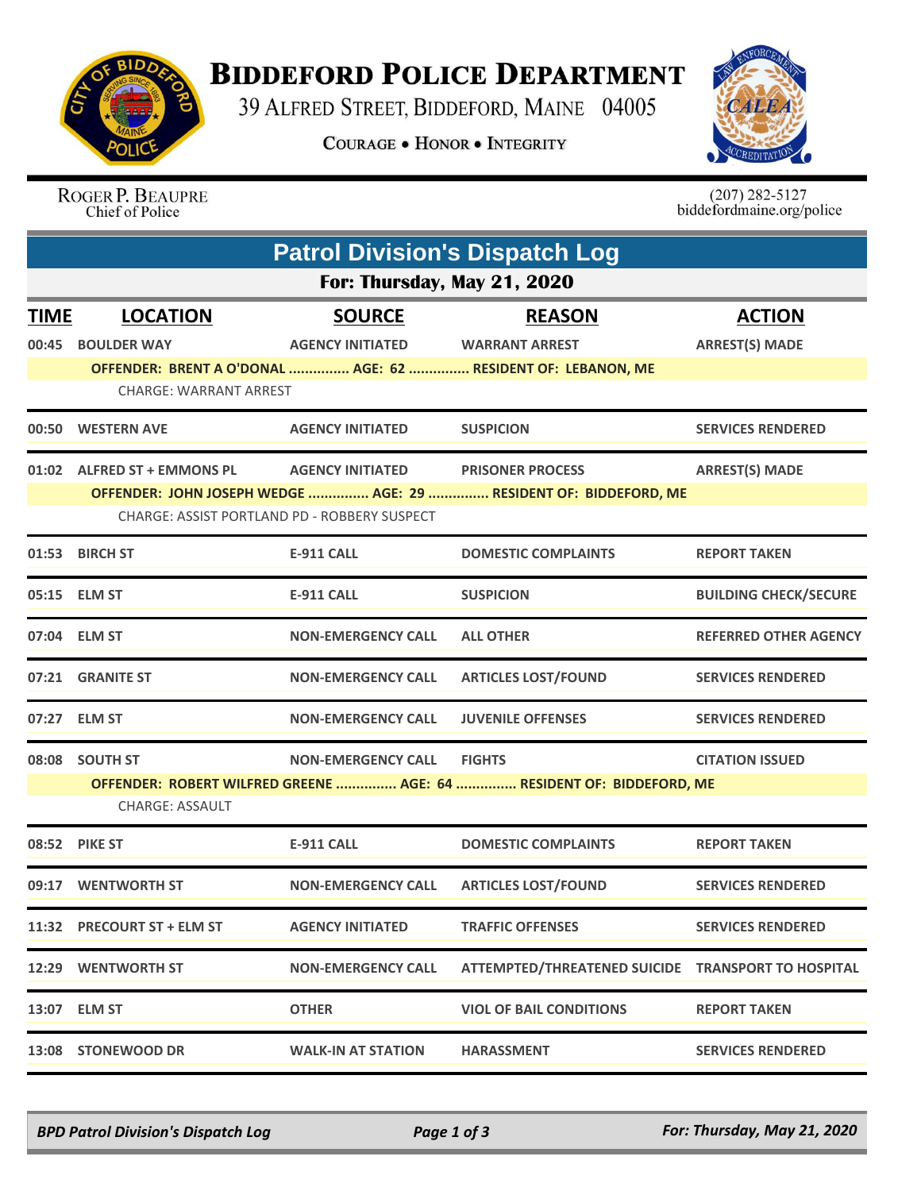# Biddeford Police Department

39 Alfred Street, Biddeford, Maine 04005

Courage • Honor • Integrity

Roger P. Beaupre
Chief of Police

(207) 282-5127
biddefordmaine.org/police

## Patrol Division's Dispatch Log

### For: Thursday, May 21, 2020

| TIME | LOCATION | SOURCE | REASON | ACTION |
|---|---|---|---|---|
| 00:45 | BOULDER WAY | AGENCY INITIATED | WARRANT ARREST | ARREST(S) MADE |
| | OFFENDER: BRENT A O'DONAL ............... AGE: 62 ............... RESIDENT OF: LEBANON, ME | | | |
| | CHARGE: WARRANT ARREST | | | |
| 00:50 | WESTERN AVE | AGENCY INITIATED | SUSPICION | SERVICES RENDERED |
| 01:02 | ALFRED ST + EMMONS PL | AGENCY INITIATED | PRISONER PROCESS | ARREST(S) MADE |
| | OFFENDER: JOHN JOSEPH WEDGE ............... AGE: 29 ............... RESIDENT OF: BIDDEFORD, ME | | | |
| | CHARGE: ASSIST PORTLAND PD - ROBBERY SUSPECT | | | |
| 01:53 | BIRCH ST | E-911 CALL | DOMESTIC COMPLAINTS | REPORT TAKEN |
| 05:15 | ELM ST | E-911 CALL | SUSPICION | BUILDING CHECK/SECURE |
| 07:04 | ELM ST | NON-EMERGENCY CALL | ALL OTHER | REFERRED OTHER AGENCY |
| 07:21 | GRANITE ST | NON-EMERGENCY CALL | ARTICLES LOST/FOUND | SERVICES RENDERED |
| 07:27 | ELM ST | NON-EMERGENCY CALL | JUVENILE OFFENSES | SERVICES RENDERED |
| 08:08 | SOUTH ST | NON-EMERGENCY CALL | FIGHTS | CITATION ISSUED |
| | OFFENDER: ROBERT WILFRED GREENE ............... AGE: 64 ............... RESIDENT OF: BIDDEFORD, ME | | | |
| | CHARGE: ASSAULT | | | |
| 08:52 | PIKE ST | E-911 CALL | DOMESTIC COMPLAINTS | REPORT TAKEN |
| 09:17 | WENTWORTH ST | NON-EMERGENCY CALL | ARTICLES LOST/FOUND | SERVICES RENDERED |
| 11:32 | PRECOURT ST + ELM ST | AGENCY INITIATED | TRAFFIC OFFENSES | SERVICES RENDERED |
| 12:29 | WENTWORTH ST | NON-EMERGENCY CALL | ATTEMPTED/THREATENED SUICIDE | TRANSPORT TO HOSPITAL |
| 13:07 | ELM ST | OTHER | VIOL OF BAIL CONDITIONS | REPORT TAKEN |
| 13:08 | STONEWOOD DR | WALK-IN AT STATION | HARASSMENT | SERVICES RENDERED |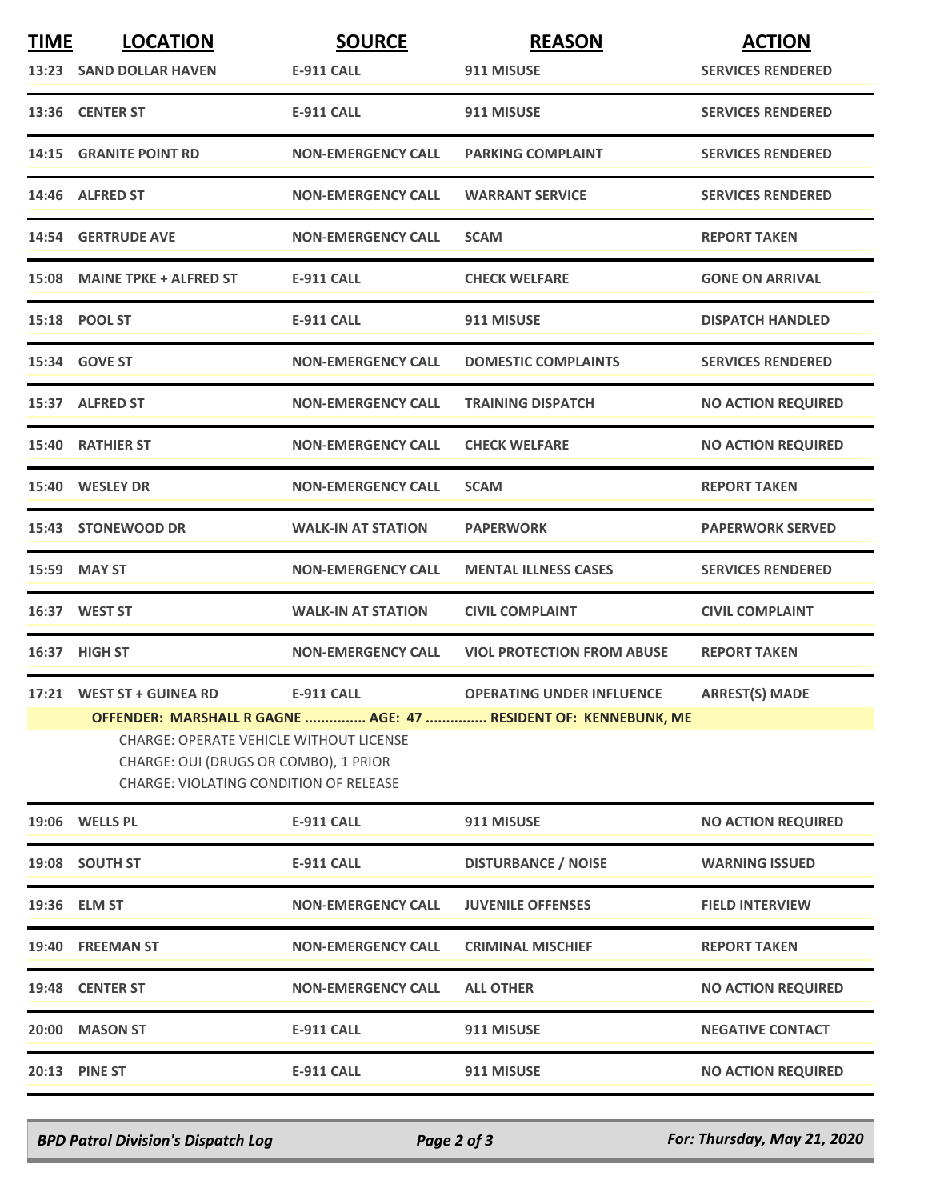| TIME | LOCATION | SOURCE | REASON | ACTION |
|---|---|---|---|---|
| 13:23 | SAND DOLLAR HAVEN | E-911 CALL | 911 MISUSE | SERVICES RENDERED |
| 13:36 | CENTER ST | E-911 CALL | 911 MISUSE | SERVICES RENDERED |
| 14:15 | GRANITE POINT RD | NON-EMERGENCY CALL | PARKING COMPLAINT | SERVICES RENDERED |
| 14:46 | ALFRED ST | NON-EMERGENCY CALL | WARRANT SERVICE | SERVICES RENDERED |
| 14:54 | GERTRUDE AVE | NON-EMERGENCY CALL | SCAM | REPORT TAKEN |
| 15:08 | MAINE TPKE + ALFRED ST | E-911 CALL | CHECK WELFARE | GONE ON ARRIVAL |
| 15:18 | POOL ST | E-911 CALL | 911 MISUSE | DISPATCH HANDLED |
| 15:34 | GOVE ST | NON-EMERGENCY CALL | DOMESTIC COMPLAINTS | SERVICES RENDERED |
| 15:37 | ALFRED ST | NON-EMERGENCY CALL | TRAINING DISPATCH | NO ACTION REQUIRED |
| 15:40 | RATHIER ST | NON-EMERGENCY CALL | CHECK WELFARE | NO ACTION REQUIRED |
| 15:40 | WESLEY DR | NON-EMERGENCY CALL | SCAM | REPORT TAKEN |
| 15:43 | STONEWOOD DR | WALK-IN AT STATION | PAPERWORK | PAPERWORK SERVED |
| 15:59 | MAY ST | NON-EMERGENCY CALL | MENTAL ILLNESS CASES | SERVICES RENDERED |
| 16:37 | WEST ST | WALK-IN AT STATION | CIVIL COMPLAINT | CIVIL COMPLAINT |
| 16:37 | HIGH ST | NON-EMERGENCY CALL | VIOL PROTECTION FROM ABUSE | REPORT TAKEN |
| 17:21 | WEST ST + GUINEA RD | E-911 CALL | OPERATING UNDER INFLUENCE | ARREST(S) MADE |
| | OFFENDER: MARSHALL R GAGNE ............... AGE: 47 ............... RESIDENT OF: KENNEBUNK, ME<br>CHARGE: OPERATE VEHICLE WITHOUT LICENSE<br>CHARGE: OUI (DRUGS OR COMBO), 1 PRIOR<br>CHARGE: VIOLATING CONDITION OF RELEASE | | | |
| 19:06 | WELLS PL | E-911 CALL | 911 MISUSE | NO ACTION REQUIRED |
| 19:08 | SOUTH ST | E-911 CALL | DISTURBANCE / NOISE | WARNING ISSUED |
| 19:36 | ELM ST | NON-EMERGENCY CALL | JUVENILE OFFENSES | FIELD INTERVIEW |
| 19:40 | FREEMAN ST | NON-EMERGENCY CALL | CRIMINAL MISCHIEF | REPORT TAKEN |
| 19:48 | CENTER ST | NON-EMERGENCY CALL | ALL OTHER | NO ACTION REQUIRED |
| 20:00 | MASON ST | E-911 CALL | 911 MISUSE | NEGATIVE CONTACT |
| 20:13 | PINE ST | E-911 CALL | 911 MISUSE | NO ACTION REQUIRED |

*BPD Patrol Division's Dispatch Log* — *For: Thursday, May 21, 2020*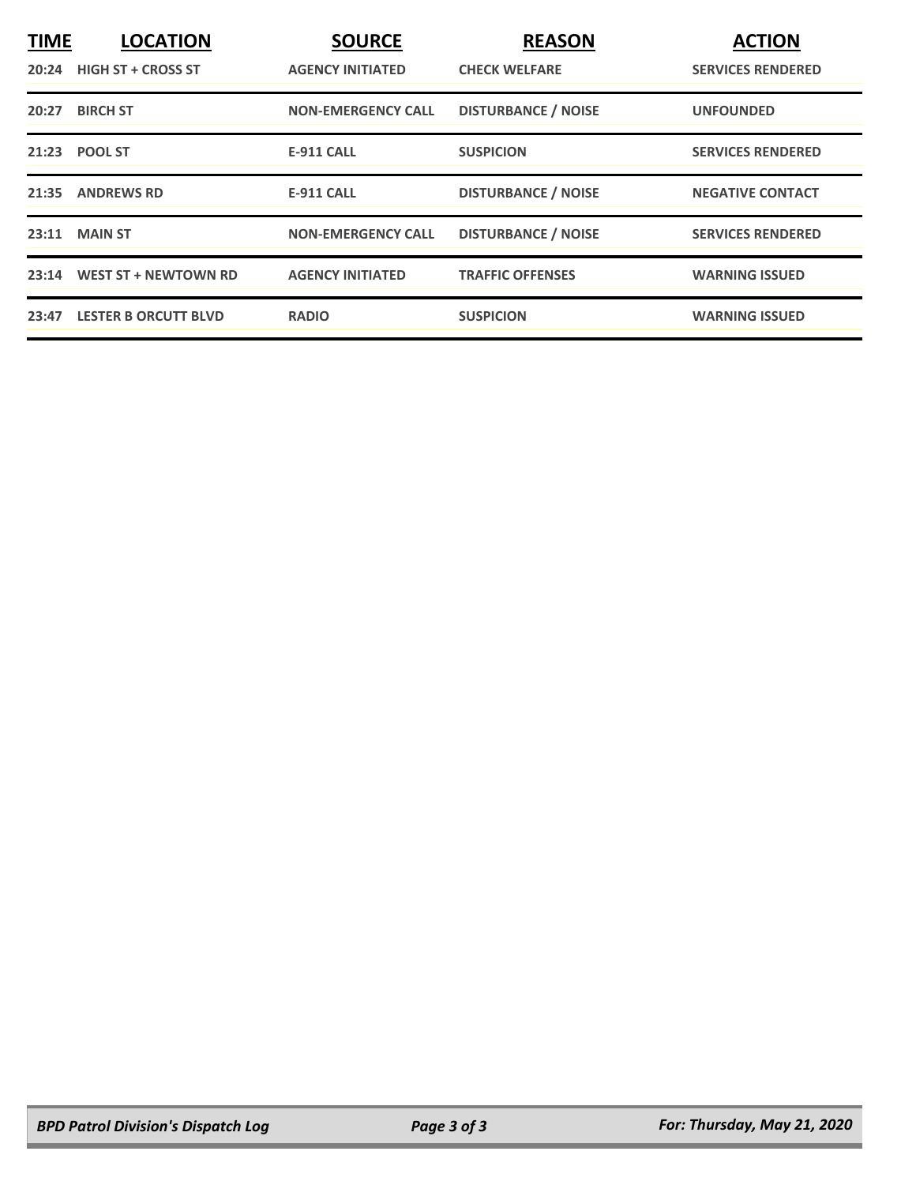| TIME | LOCATION | SOURCE | REASON | ACTION |
|---|---|---|---|---|
| 20:24 | HIGH ST + CROSS ST | AGENCY INITIATED | CHECK WELFARE | SERVICES RENDERED |
| 20:27 | BIRCH ST | NON-EMERGENCY CALL | DISTURBANCE / NOISE | UNFOUNDED |
| 21:23 | POOL ST | E-911 CALL | SUSPICION | SERVICES RENDERED |
| 21:35 | ANDREWS RD | E-911 CALL | DISTURBANCE / NOISE | NEGATIVE CONTACT |
| 23:11 | MAIN ST | NON-EMERGENCY CALL | DISTURBANCE / NOISE | SERVICES RENDERED |
| 23:14 | WEST ST + NEWTOWN RD | AGENCY INITIATED | TRAFFIC OFFENSES | WARNING ISSUED |
| 23:47 | LESTER B ORCUTT BLVD | RADIO | SUSPICION | WARNING ISSUED |